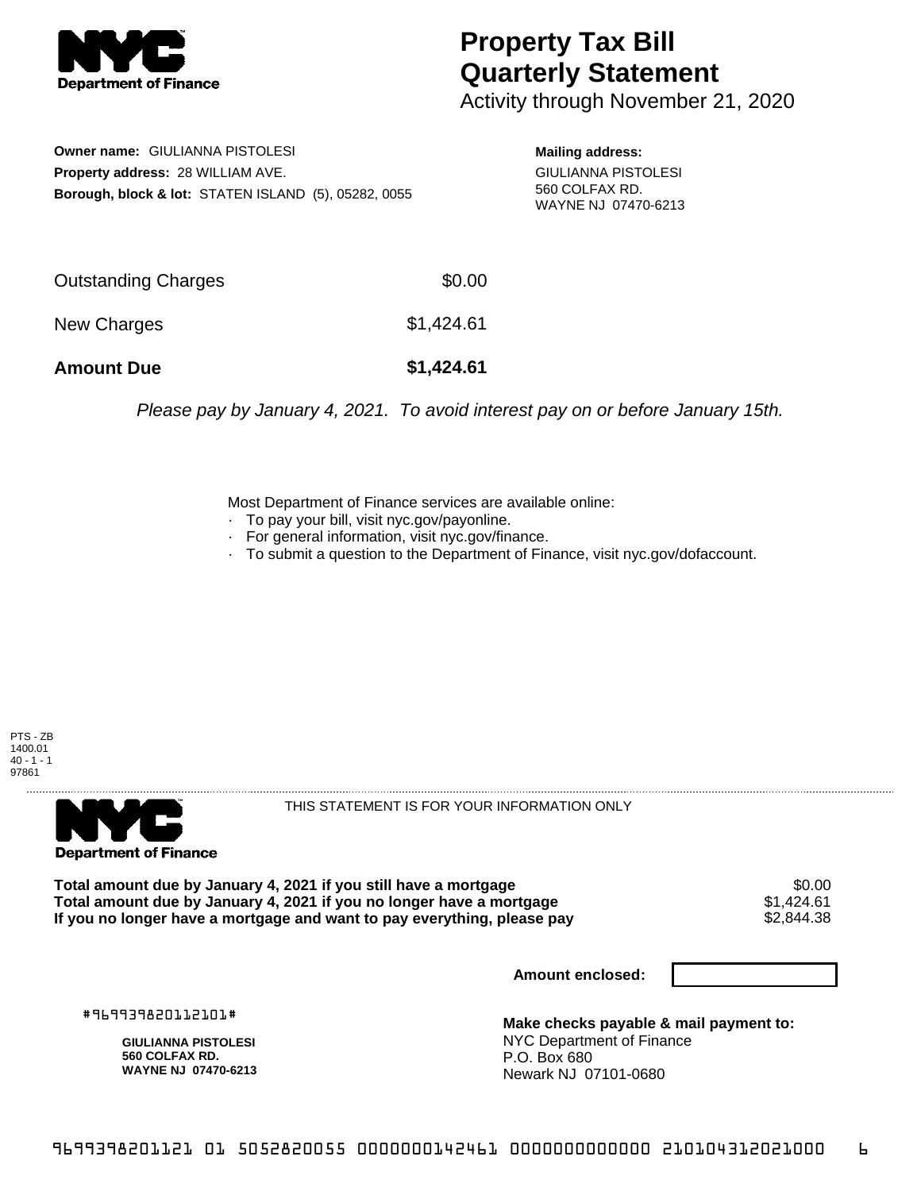# Property Tax Bill Quarterly Statement

Activity through November 21, 2020

**Owner name:** GIULIANNA PISTOLESI
**Property address:** 28 WILLIAM AVE.
**Borough, block & lot:** STATEN ISLAND (5), 05282, 0055

**Mailing address:**
GIULIANNA PISTOLESI
560 COLFAX RD.
WAYNE NJ 07470-6213

| | |
|---|---|
| Outstanding Charges | $0.00 |
| New Charges | $1,424.61 |
| **Amount Due** | **$1,424.61** |

*Please pay by January 4, 2021. To avoid interest pay on or before January 15th.*

Most Department of Finance services are available online:
- To pay your bill, visit nyc.gov/payonline.
- For general information, visit nyc.gov/finance.
- To submit a question to the Department of Finance, visit nyc.gov/dofaccount.

PTS - ZB
1400.01
40 - 1 - 1
97861

THIS STATEMENT IS FOR YOUR INFORMATION ONLY

| | |
|---|---|
| **Total amount due by January 4, 2021 if you still have a mortgage** | $0.00 |
| **Total amount due by January 4, 2021 if you no longer have a mortgage** | $1,424.61 |
| **If you no longer have a mortgage and want to pay everything, please pay** | $2,844.38 |

**Amount enclosed:**

#969939820112101#

**GIULIANNA PISTOLESI**
**560 COLFAX RD.**
**WAYNE NJ 07470-6213**

**Make checks payable & mail payment to:**
NYC Department of Finance
P.O. Box 680
Newark NJ 07101-0680

9699398201121 01 5052820055 0000000142461 0000000000000 210104312021000 6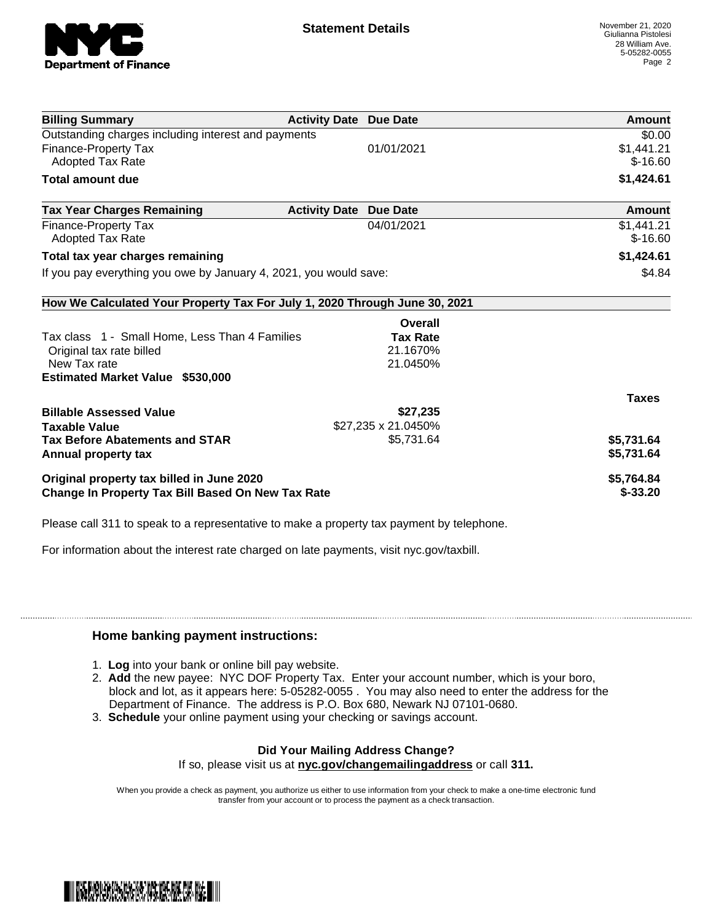**Statement Details**

November 21, 2020
Giulianna Pistolesi
28 William Ave.
5-05282-0055

| Billing Summary | Activity Date | Due Date | Amount |
| --- | --- | --- | --- |
| Outstanding charges including interest and payments | | | $0.00 |
| Finance-Property Tax | | 01/01/2021 | $1,441.21 |
| Adopted Tax Rate | | | $-16.60 |
| **Total amount due** | | | **$1,424.61** |

| Tax Year Charges Remaining | Activity Date | Due Date | Amount |
| --- | --- | --- | --- |
| Finance-Property Tax | | 04/01/2021 | $1,441.21 |
| Adopted Tax Rate | | | $-16.60 |
| **Total tax year charges remaining** | | | **$1,424.61** |
| If you pay everything you owe by January 4, 2021, you would save: | | | $4.84 |

**How We Calculated Your Property Tax For July 1, 2020 Through June 30, 2021**

| | Overall Tax Rate | Taxes |
| --- | --- | --- |
| Tax class 1 - Small Home, Less Than 4 Families | | |
| Original tax rate billed | 21.1670% | |
| New Tax rate | 21.0450% | |
| **Estimated Market Value $530,000** | | |
| **Billable Assessed Value** | **$27,235** | |
| **Taxable Value** | $27,235 x 21.0450% | |
| **Tax Before Abatements and STAR** | $5,731.64 | **$5,731.64** |
| **Annual property tax** | | **$5,731.64** |
| **Original property tax billed in June 2020** | | **$5,764.84** |
| **Change In Property Tax Bill Based On New Tax Rate** | | **$-33.20** |

Please call 311 to speak to a representative to make a property tax payment by telephone.

For information about the interest rate charged on late payments, visit nyc.gov/taxbill.

### Home banking payment instructions:

1. **Log** into your bank or online bill pay website.
2. **Add** the new payee: NYC DOF Property Tax. Enter your account number, which is your boro, block and lot, as it appears here: 5-05282-0055 . You may also need to enter the address for the Department of Finance. The address is P.O. Box 680, Newark NJ 07101-0680.
3. **Schedule** your online payment using your checking or savings account.

**Did Your Mailing Address Change?**
If so, please visit us at **nyc.gov/changemailingaddress** or call **311.**

When you provide a check as payment, you authorize us either to use information from your check to make a one-time electronic fund transfer from your account or to process the payment as a check transaction.